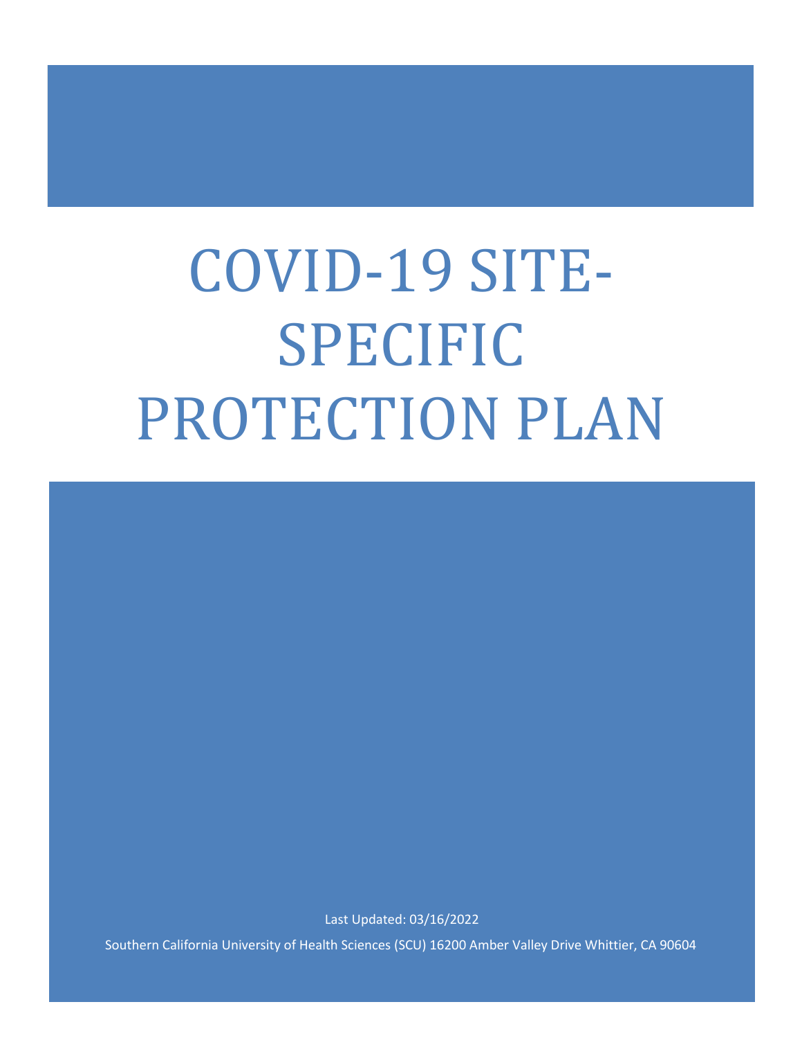# COVID-19 SITE-SPECIFIC PROTECTION PLAN

Last Updated: 03/16/2022

Southern California University of Health Sciences (SCU) 16200 Amber Valley Drive Whittier, CA 90604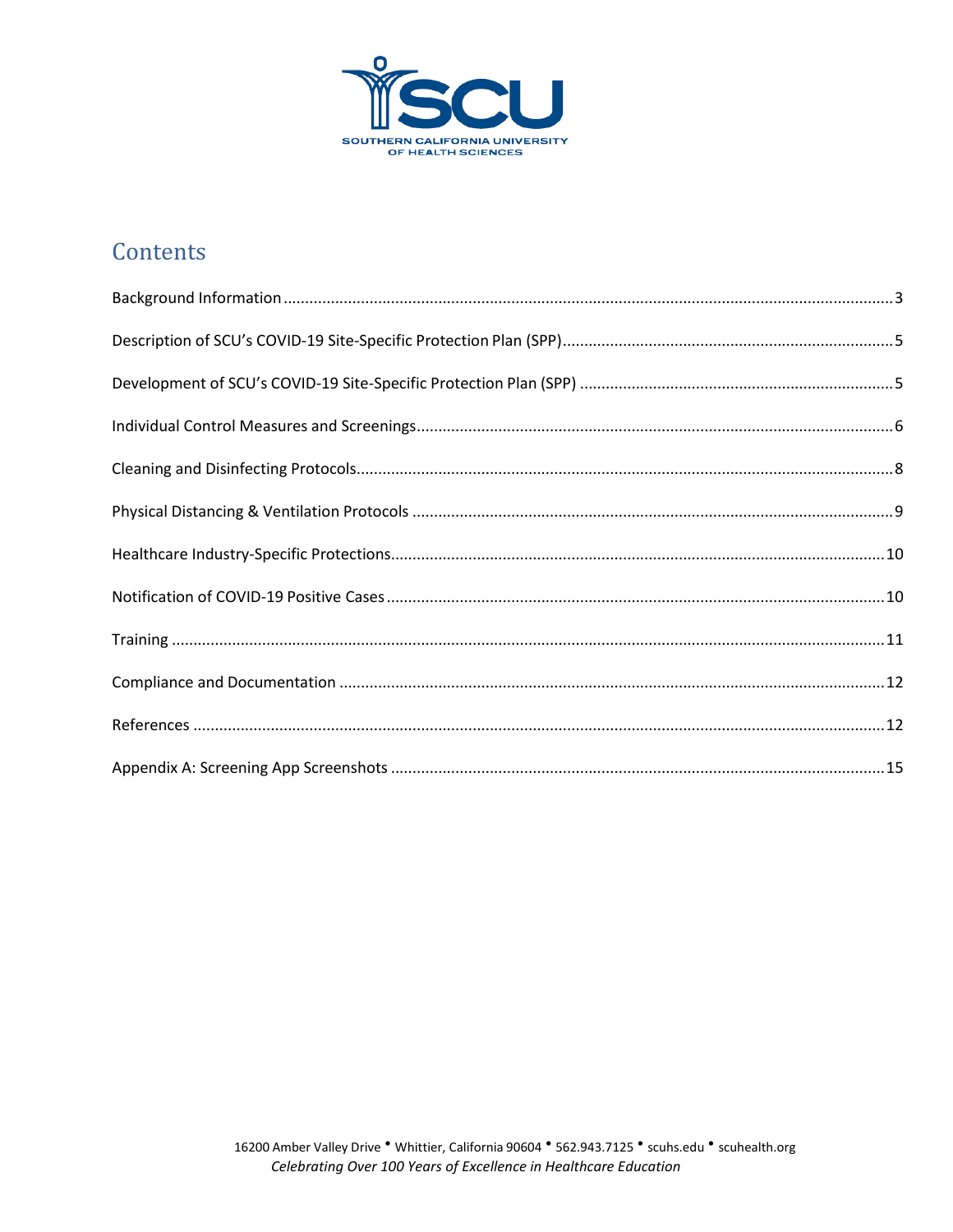## Contents

Background Information .......... 3

Description of SCU's COVID-19 Site-Specific Protection Plan (SPP) .......... 5

Development of SCU's COVID-19 Site-Specific Protection Plan (SPP) .......... 5

Individual Control Measures and Screenings .......... 6

Cleaning and Disinfecting Protocols .......... 8

Physical Distancing & Ventilation Protocols .......... 9

Healthcare Industry-Specific Protections .......... 10

Notification of COVID-19 Positive Cases .......... 10

Training .......... 11

Compliance and Documentation .......... 12

References .......... 12

Appendix A: Screening App Screenshots .......... 15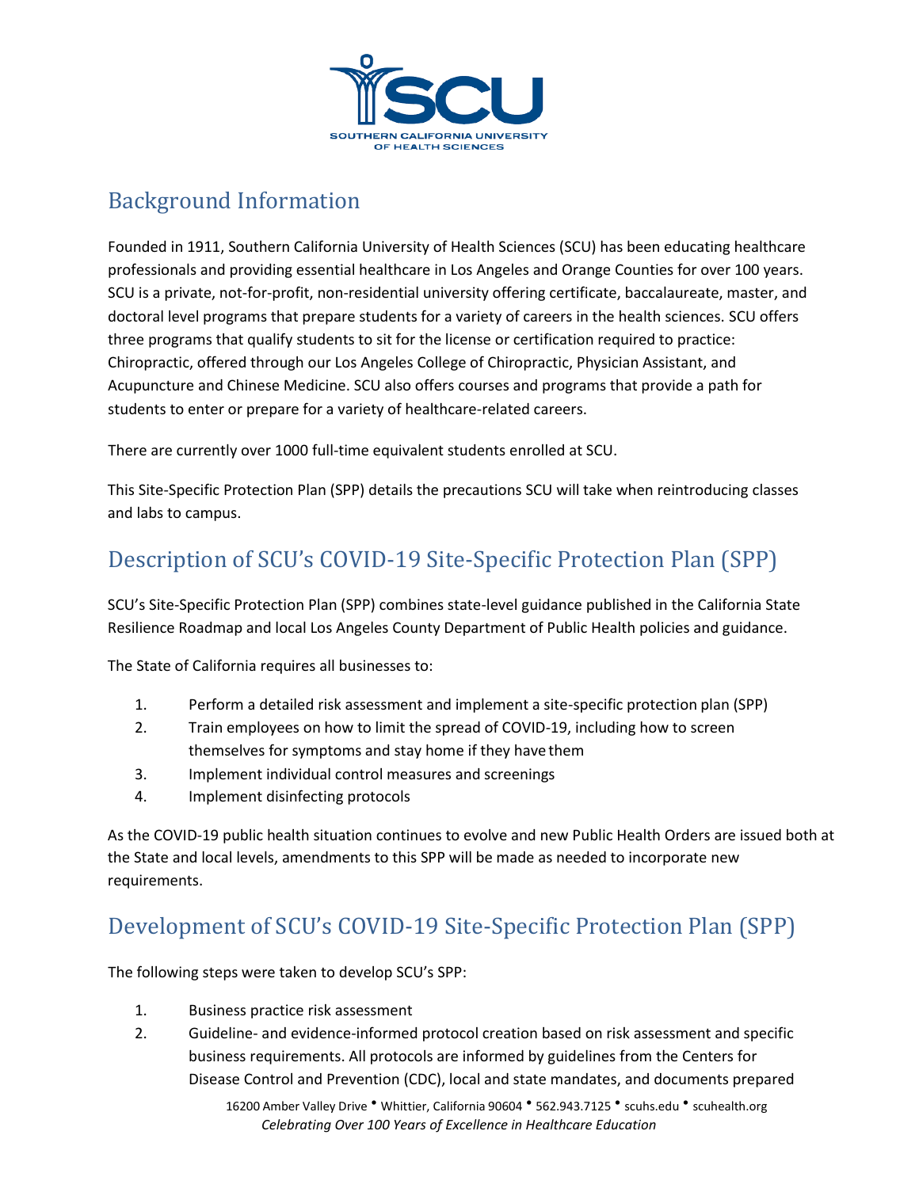## Background Information

Founded in 1911, Southern California University of Health Sciences (SCU) has been educating healthcare professionals and providing essential healthcare in Los Angeles and Orange Counties for over 100 years. SCU is a private, not-for-profit, non-residential university offering certificate, baccalaureate, master, and doctoral level programs that prepare students for a variety of careers in the health sciences. SCU offers three programs that qualify students to sit for the license or certification required to practice: Chiropractic, offered through our Los Angeles College of Chiropractic, Physician Assistant, and Acupuncture and Chinese Medicine. SCU also offers courses and programs that provide a path for students to enter or prepare for a variety of healthcare-related careers.

There are currently over 1000 full-time equivalent students enrolled at SCU.

This Site-Specific Protection Plan (SPP) details the precautions SCU will take when reintroducing classes and labs to campus.

## Description of SCU's COVID-19 Site-Specific Protection Plan (SPP)

SCU's Site-Specific Protection Plan (SPP) combines state-level guidance published in the California State Resilience Roadmap and local Los Angeles County Department of Public Health policies and guidance.

The State of California requires all businesses to:

1. Perform a detailed risk assessment and implement a site-specific protection plan (SPP)
2. Train employees on how to limit the spread of COVID-19, including how to screen themselves for symptoms and stay home if they have them
3. Implement individual control measures and screenings
4. Implement disinfecting protocols

As the COVID-19 public health situation continues to evolve and new Public Health Orders are issued both at the State and local levels, amendments to this SPP will be made as needed to incorporate new requirements.

## Development of SCU's COVID-19 Site-Specific Protection Plan (SPP)

The following steps were taken to develop SCU's SPP:

1. Business practice risk assessment
2. Guideline- and evidence-informed protocol creation based on risk assessment and specific business requirements. All protocols are informed by guidelines from the Centers for Disease Control and Prevention (CDC), local and state mandates, and documents prepared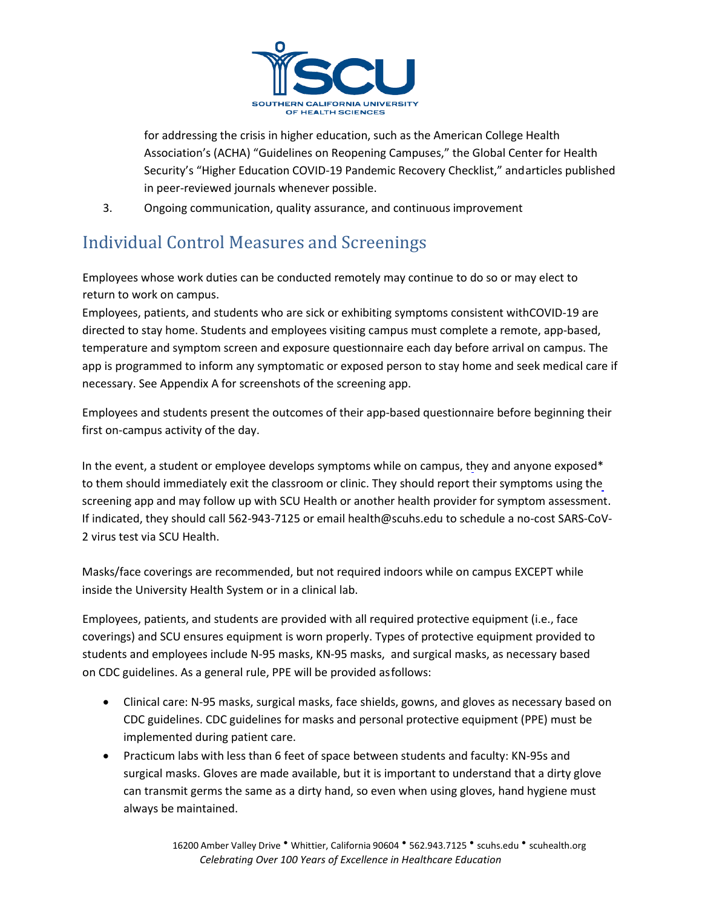for addressing the crisis in higher education, such as the American College Health Association's (ACHA) "Guidelines on Reopening Campuses," the Global Center for Health Security's "Higher Education COVID-19 Pandemic Recovery Checklist," andarticles published in peer-reviewed journals whenever possible.

3. Ongoing communication, quality assurance, and continuous improvement

## Individual Control Measures and Screenings

Employees whose work duties can be conducted remotely may continue to do so or may elect to return to work on campus.

Employees, patients, and students who are sick or exhibiting symptoms consistent withCOVID-19 are directed to stay home. Students and employees visiting campus must complete a remote, app-based, temperature and symptom screen and exposure questionnaire each day before arrival on campus. The app is programmed to inform any symptomatic or exposed person to stay home and seek medical care if necessary. See Appendix A for screenshots of the screening app.

Employees and students present the outcomes of their app-based questionnaire before beginning their first on-campus activity of the day.

In the event, a student or employee develops symptoms while on campus, they and anyone exposed* to them should immediately exit the classroom or clinic. They should report their symptoms using the screening app and may follow up with SCU Health or another health provider for symptom assessment. If indicated, they should call 562-943-7125 or email health@scuhs.edu to schedule a no-cost SARS-CoV-2 virus test via SCU Health.

Masks/face coverings are recommended, but not required indoors while on campus EXCEPT while inside the University Health System or in a clinical lab.

Employees, patients, and students are provided with all required protective equipment (i.e., face coverings) and SCU ensures equipment is worn properly. Types of protective equipment provided to students and employees include N-95 masks, KN-95 masks, and surgical masks, as necessary based on CDC guidelines. As a general rule, PPE will be provided asfollows:

- Clinical care: N-95 masks, surgical masks, face shields, gowns, and gloves as necessary based on CDC guidelines. CDC guidelines for masks and personal protective equipment (PPE) must be implemented during patient care.
- Practicum labs with less than 6 feet of space between students and faculty: KN-95s and surgical masks. Gloves are made available, but it is important to understand that a dirty glove can transmit germs the same as a dirty hand, so even when using gloves, hand hygiene must always be maintained.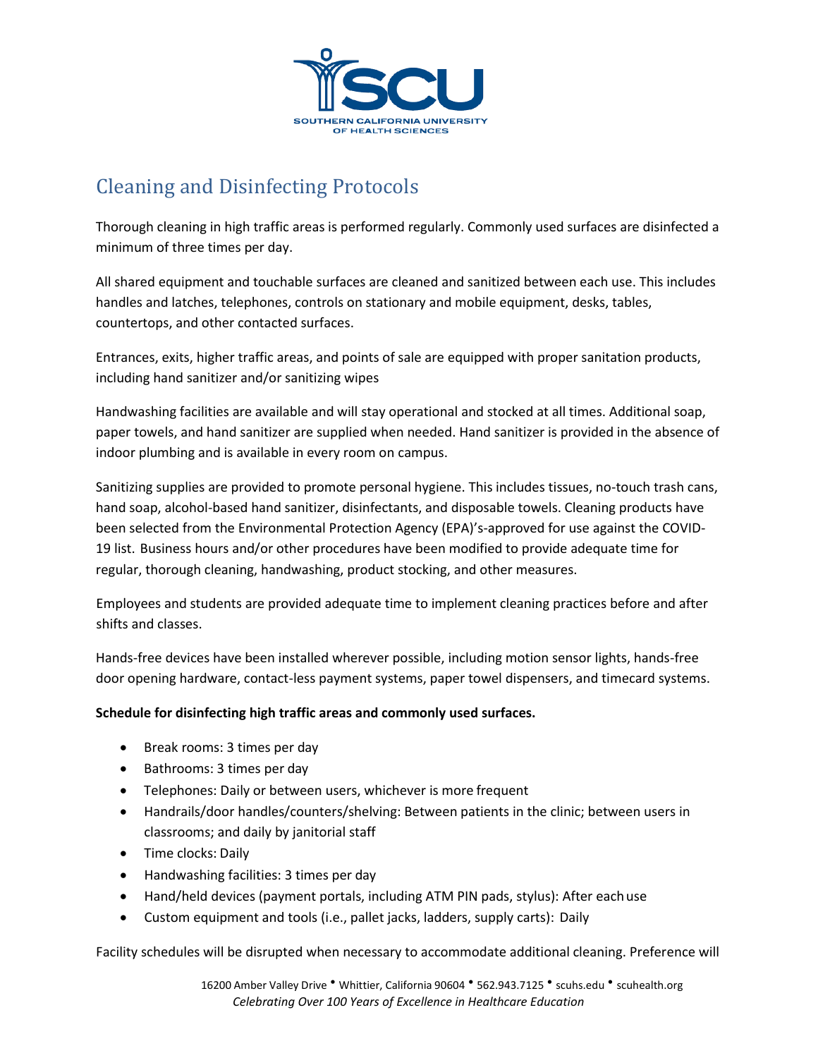## Cleaning and Disinfecting Protocols

Thorough cleaning in high traffic areas is performed regularly. Commonly used surfaces are disinfected a minimum of three times per day.

All shared equipment and touchable surfaces are cleaned and sanitized between each use. This includes handles and latches, telephones, controls on stationary and mobile equipment, desks, tables, countertops, and other contacted surfaces.

Entrances, exits, higher traffic areas, and points of sale are equipped with proper sanitation products, including hand sanitizer and/or sanitizing wipes

Handwashing facilities are available and will stay operational and stocked at all times. Additional soap, paper towels, and hand sanitizer are supplied when needed. Hand sanitizer is provided in the absence of indoor plumbing and is available in every room on campus.

Sanitizing supplies are provided to promote personal hygiene. This includes tissues, no-touch trash cans, hand soap, alcohol-based hand sanitizer, disinfectants, and disposable towels. Cleaning products have been selected from the Environmental Protection Agency (EPA)'s-approved for use against the COVID-19 list. Business hours and/or other procedures have been modified to provide adequate time for regular, thorough cleaning, handwashing, product stocking, and other measures.

Employees and students are provided adequate time to implement cleaning practices before and after shifts and classes.

Hands-free devices have been installed wherever possible, including motion sensor lights, hands-free door opening hardware, contact-less payment systems, paper towel dispensers, and timecard systems.

**Schedule for disinfecting high traffic areas and commonly used surfaces.**

- Break rooms: 3 times per day
- Bathrooms: 3 times per day
- Telephones: Daily or between users, whichever is more frequent
- Handrails/door handles/counters/shelving: Between patients in the clinic; between users in classrooms; and daily by janitorial staff
- Time clocks: Daily
- Handwashing facilities: 3 times per day
- Hand/held devices (payment portals, including ATM PIN pads, stylus): After each use
- Custom equipment and tools (i.e., pallet jacks, ladders, supply carts): Daily

Facility schedules will be disrupted when necessary to accommodate additional cleaning. Preference will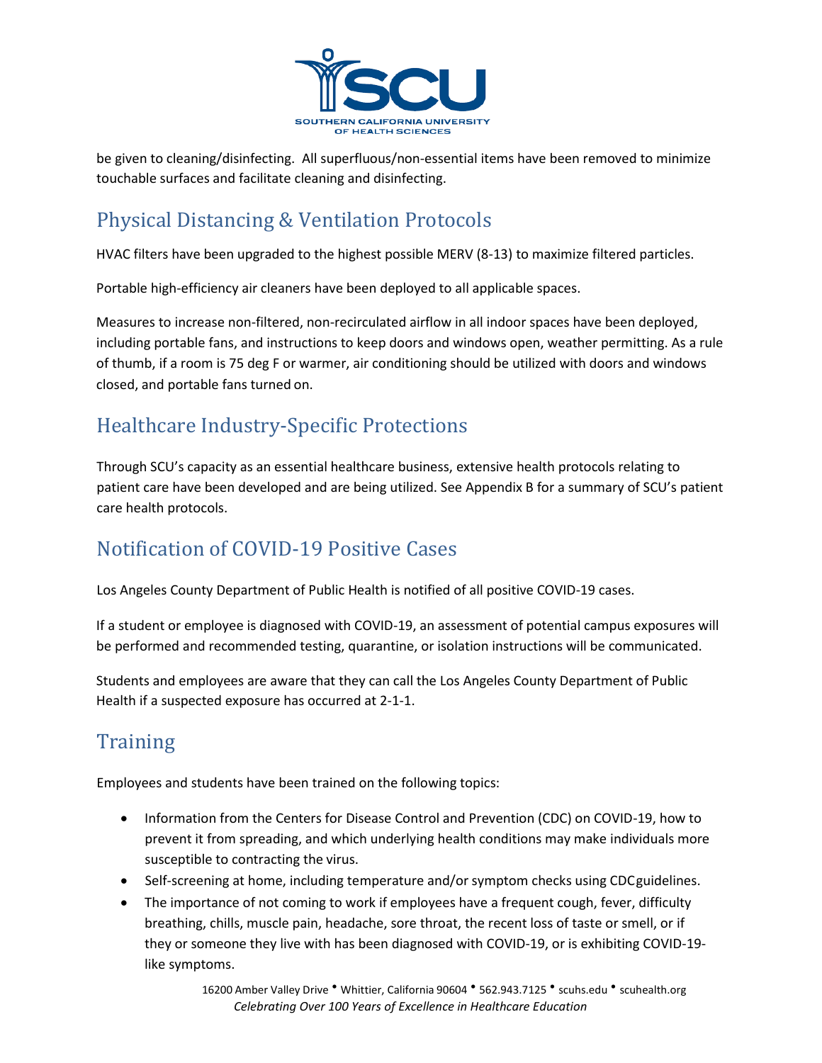be given to cleaning/disinfecting. All superfluous/non-essential items have been removed to minimize touchable surfaces and facilitate cleaning and disinfecting.

## Physical Distancing & Ventilation Protocols

HVAC filters have been upgraded to the highest possible MERV (8-13) to maximize filtered particles.

Portable high-efficiency air cleaners have been deployed to all applicable spaces.

Measures to increase non-filtered, non-recirculated airflow in all indoor spaces have been deployed, including portable fans, and instructions to keep doors and windows open, weather permitting. As a rule of thumb, if a room is 75 deg F or warmer, air conditioning should be utilized with doors and windows closed, and portable fans turned on.

## Healthcare Industry-Specific Protections

Through SCU's capacity as an essential healthcare business, extensive health protocols relating to patient care have been developed and are being utilized. See Appendix B for a summary of SCU's patient care health protocols.

## Notification of COVID-19 Positive Cases

Los Angeles County Department of Public Health is notified of all positive COVID-19 cases.

If a student or employee is diagnosed with COVID-19, an assessment of potential campus exposures will be performed and recommended testing, quarantine, or isolation instructions will be communicated.

Students and employees are aware that they can call the Los Angeles County Department of Public Health if a suspected exposure has occurred at 2-1-1.

## Training

Employees and students have been trained on the following topics:

- Information from the Centers for Disease Control and Prevention (CDC) on COVID-19, how to prevent it from spreading, and which underlying health conditions may make individuals more susceptible to contracting the virus.
- Self-screening at home, including temperature and/or symptom checks using CDC guidelines.
- The importance of not coming to work if employees have a frequent cough, fever, difficulty breathing, chills, muscle pain, headache, sore throat, the recent loss of taste or smell, or if they or someone they live with has been diagnosed with COVID-19, or is exhibiting COVID-19-like symptoms.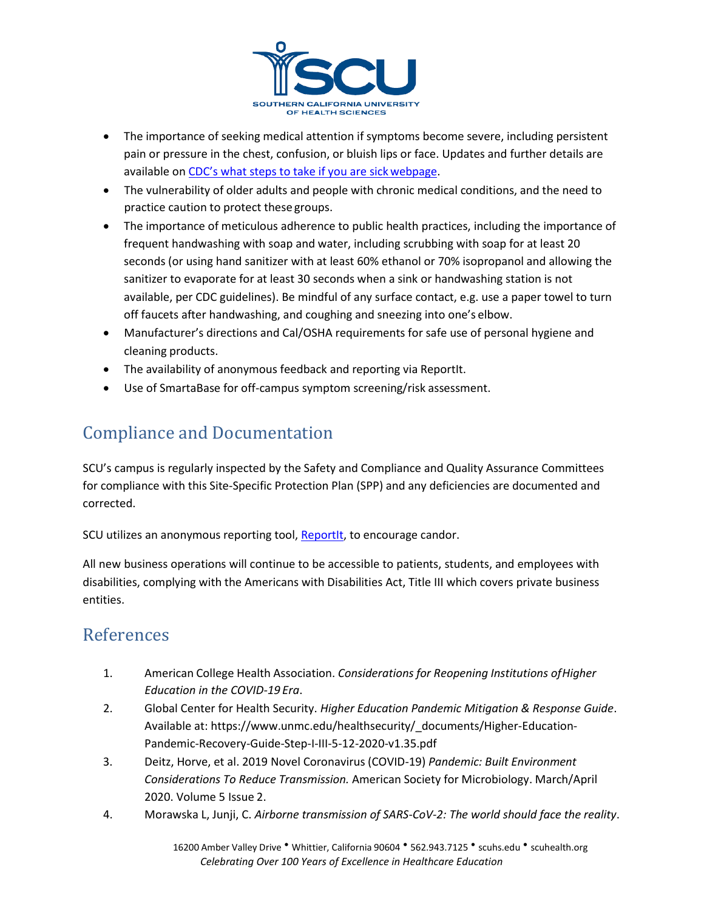- The importance of seeking medical attention if symptoms become severe, including persistent pain or pressure in the chest, confusion, or bluish lips or face. Updates and further details are available on [CDC's what steps to take if you are sick webpage](#).
- The vulnerability of older adults and people with chronic medical conditions, and the need to practice caution to protect these groups.
- The importance of meticulous adherence to public health practices, including the importance of frequent handwashing with soap and water, including scrubbing with soap for at least 20 seconds (or using hand sanitizer with at least 60% ethanol or 70% isopropanol and allowing the sanitizer to evaporate for at least 30 seconds when a sink or handwashing station is not available, per CDC guidelines). Be mindful of any surface contact, e.g. use a paper towel to turn off faucets after handwashing, and coughing and sneezing into one's elbow.
- Manufacturer's directions and Cal/OSHA requirements for safe use of personal hygiene and cleaning products.
- The availability of anonymous feedback and reporting via ReportIt.
- Use of SmartaBase for off-campus symptom screening/risk assessment.

## Compliance and Documentation

SCU's campus is regularly inspected by the Safety and Compliance and Quality Assurance Committees for compliance with this Site-Specific Protection Plan (SPP) and any deficiencies are documented and corrected.

SCU utilizes an anonymous reporting tool, [ReportIt](#), to encourage candor.

All new business operations will continue to be accessible to patients, students, and employees with disabilities, complying with the Americans with Disabilities Act, Title III which covers private business entities.

## References

1. American College Health Association. *Considerations for Reopening Institutions of Higher Education in the COVID-19 Era*.
2. Global Center for Health Security. *Higher Education Pandemic Mitigation & Response Guide*. Available at: https://www.unmc.edu/healthsecurity/_documents/Higher-Education-Pandemic-Recovery-Guide-Step-I-III-5-12-2020-v1.35.pdf
3. Deitz, Horve, et al. 2019 Novel Coronavirus (COVID-19) *Pandemic: Built Environment Considerations To Reduce Transmission.* American Society for Microbiology. March/April 2020. Volume 5 Issue 2.
4. Morawska L, Junji, C. *Airborne transmission of SARS-CoV-2: The world should face the reality*.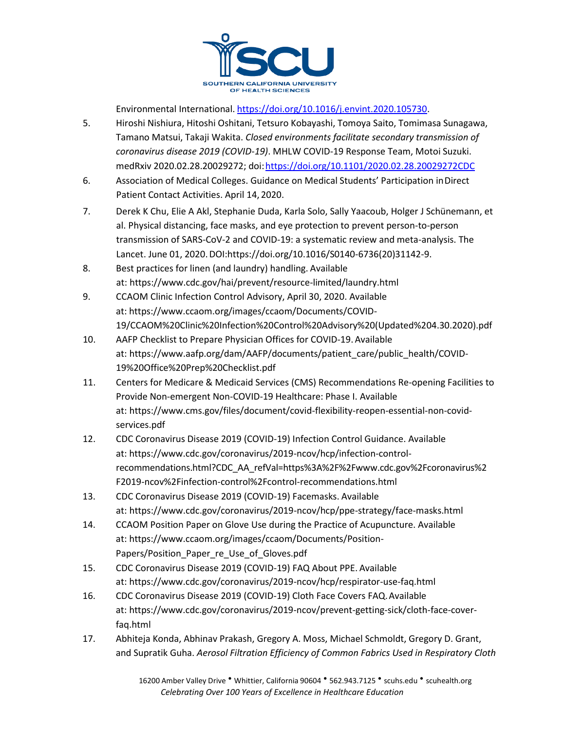Environmental International. [https://doi.org/10.1016/j.envint.2020.105730](https://doi.org/10.1016/j.envint.2020.105730).

5. Hiroshi Nishiura, Hitoshi Oshitani, Tetsuro Kobayashi, Tomoya Saito, Tomimasa Sunagawa, Tamano Matsui, Takaji Wakita. *Closed environments facilitate secondary transmission of coronavirus disease 2019 (COVID-19)*. MHLW COVID-19 Response Team, Motoi Suzuki. medRxiv 2020.02.28.20029272; doi: [https://doi.org/10.1101/2020.02.28.20029272CDC](https://doi.org/10.1101/2020.02.28.20029272CDC)
6. Association of Medical Colleges. Guidance on Medical Students' Participation in Direct Patient Contact Activities. April 14, 2020.
7. Derek K Chu, Elie A Akl, Stephanie Duda, Karla Solo, Sally Yaacoub, Holger J Schünemann, et al. Physical distancing, face masks, and eye protection to prevent person-to-person transmission of SARS-CoV-2 and COVID-19: a systematic review and meta-analysis. The Lancet. June 01, 2020. DOI:https://doi.org/10.1016/S0140-6736(20)31142-9.
8. Best practices for linen (and laundry) handling. Available at: https://www.cdc.gov/hai/prevent/resource-limited/laundry.html
9. CCAOM Clinic Infection Control Advisory, April 30, 2020. Available at: https://www.ccaom.org/images/ccaom/Documents/COVID-19/CCAOM%20Clinic%20Infection%20Control%20Advisory%20(Updated%204.30.2020).pdf
10. AAFP Checklist to Prepare Physician Offices for COVID-19. Available at: https://www.aafp.org/dam/AAFP/documents/patient_care/public_health/COVID-19%20Office%20Prep%20Checklist.pdf
11. Centers for Medicare & Medicaid Services (CMS) Recommendations Re-opening Facilities to Provide Non-emergent Non-COVID-19 Healthcare: Phase I. Available at: https://www.cms.gov/files/document/covid-flexibility-reopen-essential-non-covid-services.pdf
12. CDC Coronavirus Disease 2019 (COVID-19) Infection Control Guidance. Available at: https://www.cdc.gov/coronavirus/2019-ncov/hcp/infection-control-recommendations.html?CDC_AA_refVal=https%3A%2F%2Fwww.cdc.gov%2Fcoronavirus%2F2019-ncov%2Finfection-control%2Fcontrol-recommendations.html
13. CDC Coronavirus Disease 2019 (COVID-19) Facemasks. Available at: https://www.cdc.gov/coronavirus/2019-ncov/hcp/ppe-strategy/face-masks.html
14. CCAOM Position Paper on Glove Use during the Practice of Acupuncture. Available at: https://www.ccaom.org/images/ccaom/Documents/Position-Papers/Position_Paper_re_Use_of_Gloves.pdf
15. CDC Coronavirus Disease 2019 (COVID-19) FAQ About PPE. Available at: https://www.cdc.gov/coronavirus/2019-ncov/hcp/respirator-use-faq.html
16. CDC Coronavirus Disease 2019 (COVID-19) Cloth Face Covers FAQ. Available at: https://www.cdc.gov/coronavirus/2019-ncov/prevent-getting-sick/cloth-face-cover-faq.html
17. Abhiteja Konda, Abhinav Prakash, Gregory A. Moss, Michael Schmoldt, Gregory D. Grant, and Supratik Guha. *Aerosol Filtration Efficiency of Common Fabrics Used in Respiratory Cloth*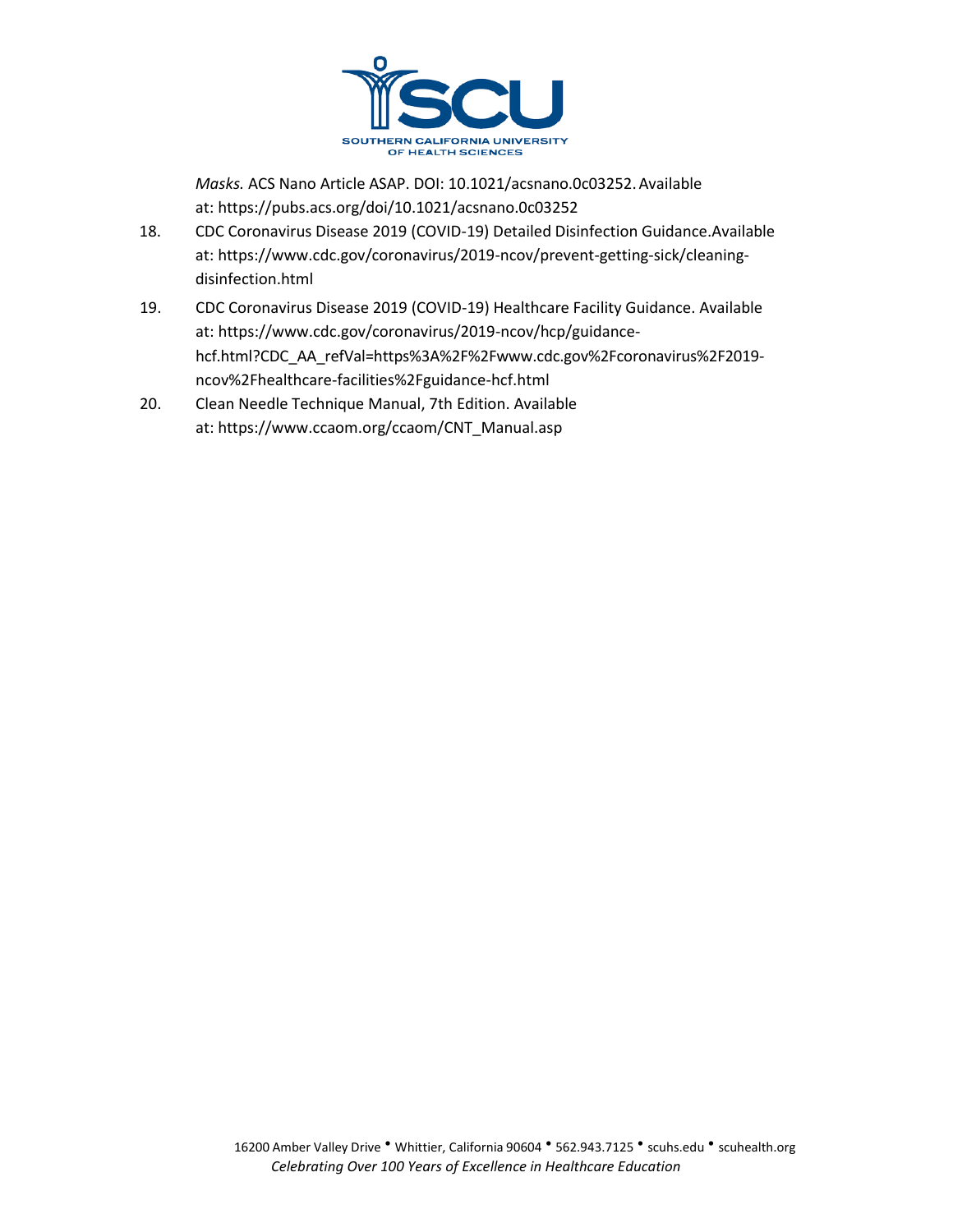*Masks.* ACS Nano Article ASAP. DOI: 10.1021/acsnano.0c03252. Available at: https://pubs.acs.org/doi/10.1021/acsnano.0c03252

18. CDC Coronavirus Disease 2019 (COVID-19) Detailed Disinfection Guidance.Available at: https://www.cdc.gov/coronavirus/2019-ncov/prevent-getting-sick/cleaning-disinfection.html
19. CDC Coronavirus Disease 2019 (COVID-19) Healthcare Facility Guidance. Available at: https://www.cdc.gov/coronavirus/2019-ncov/hcp/guidance-hcf.html?CDC_AA_refVal=https%3A%2F%2Fwww.cdc.gov%2Fcoronavirus%2F2019-ncov%2Fhealthcare-facilities%2Fguidance-hcf.html
20. Clean Needle Technique Manual, 7th Edition. Available at: https://www.ccaom.org/ccaom/CNT_Manual.asp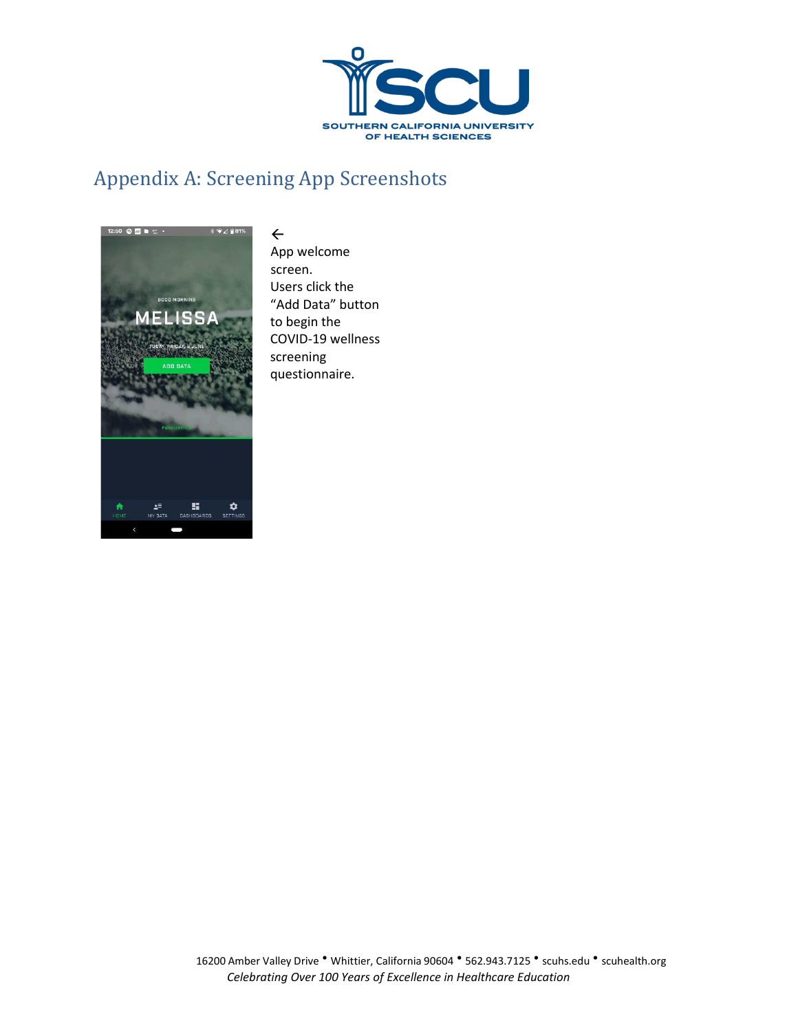## Appendix A: Screening App Screenshots

←
App welcome screen.
Users click the "Add Data" button to begin the COVID-19 wellness screening questionnaire.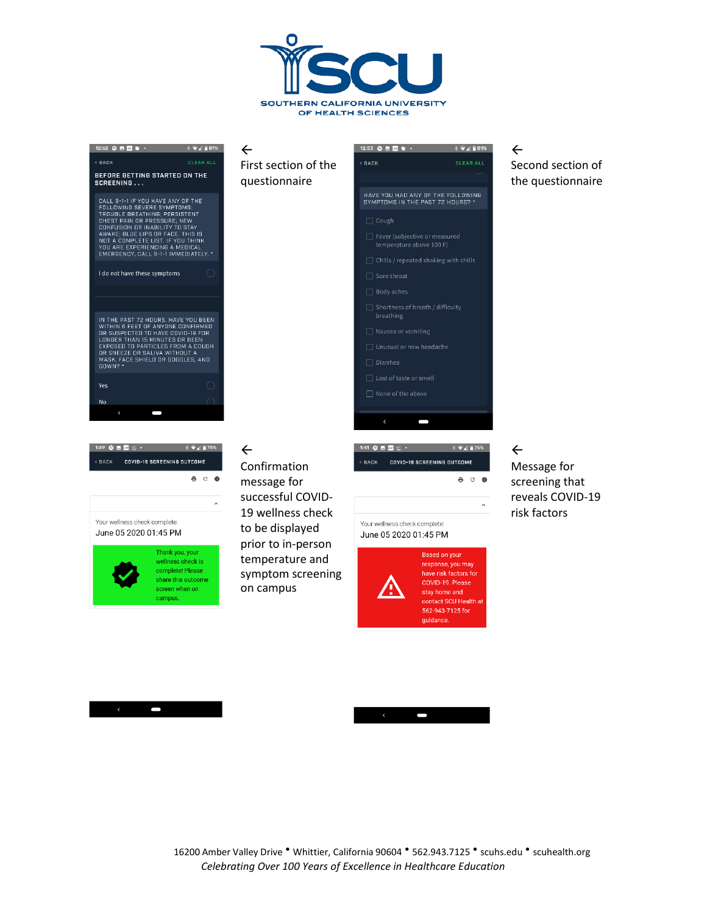SOUTHERN CALIFORNIA UNIVERSITY OF HEALTH SCIENCES

BACK CLEAR ALL

BEFORE GETTING STARTED ON THE SCREENING . . .

CALL 9-1-1 IF YOU HAVE ANY OF THE FOLLOWING SEVERE SYMPTOMS: TROUBLE BREATHING; PERSISTENT CHEST PAIN OR PRESSURE; NEW CONFUSION OR INABILITY TO STAY AWAKE; BLUE LIPS OR FACE. THIS IS NOT A COMPLETE LIST. IF YOU THINK YOU ARE EXPERIENCING A MEDICAL EMERGENCY, CALL 9-1-1 IMMEDIATELY. *

I do not have these symptoms

IN THE PAST 72 HOURS, HAVE YOU BEEN WITHIN 6 FEET OF ANYONE CONFIRMED OR SUSPECTED TO HAVE COVID-19 FOR LONGER THAN 15 MINUTES OR BEEN EXPOSED TO PARTICLES FROM A COUGH OR SNEEZE OR SALIVA WITHOUT A MASK, FACE SHIELD OR GOGGLES, AND GOWN? *

Yes

No

← First section of the questionnaire

BACK CLEAR ALL

HAVE YOU HAD ANY OF THE FOLLOWING SYMPTOMS IN THE PAST 72 HOURS? *

- Cough
- Fever (subjective or measured temperature above 100 F)
- Chills / repeated shaking with chills
- Sore throat
- Body aches
- Shortness of breath / difficulty breathing
- Nausea or vomiting
- Unusual or new headache
- Diarrhea
- Lost of taste or smell
- None of the above

← Second section of the questionnaire

BACK COVID-19 SCREENING OUTCOME

Your wellness check complete:

June 05 2020 01:45 PM

Thank you, your wellness check is complete! Please share this outcome screen when on campus.

← Confirmation message for successful COVID-19 wellness check to be displayed prior to in-person temperature and symptom screening on campus

BACK COVID-19 SCREENING OUTCOME

Your wellness check complete:

June 05 2020 01:45 PM

Based on your response, you may have risk factors for COVID-19. Please stay home and contact SCU Health at 562-943-7125 for guidance.

← Message for screening that reveals COVID-19 risk factors

16200 Amber Valley Drive • Whittier, California 90604 • 562.943.7125 • scuhs.edu • scuhealth.org

*Celebrating Over 100 Years of Excellence in Healthcare Education*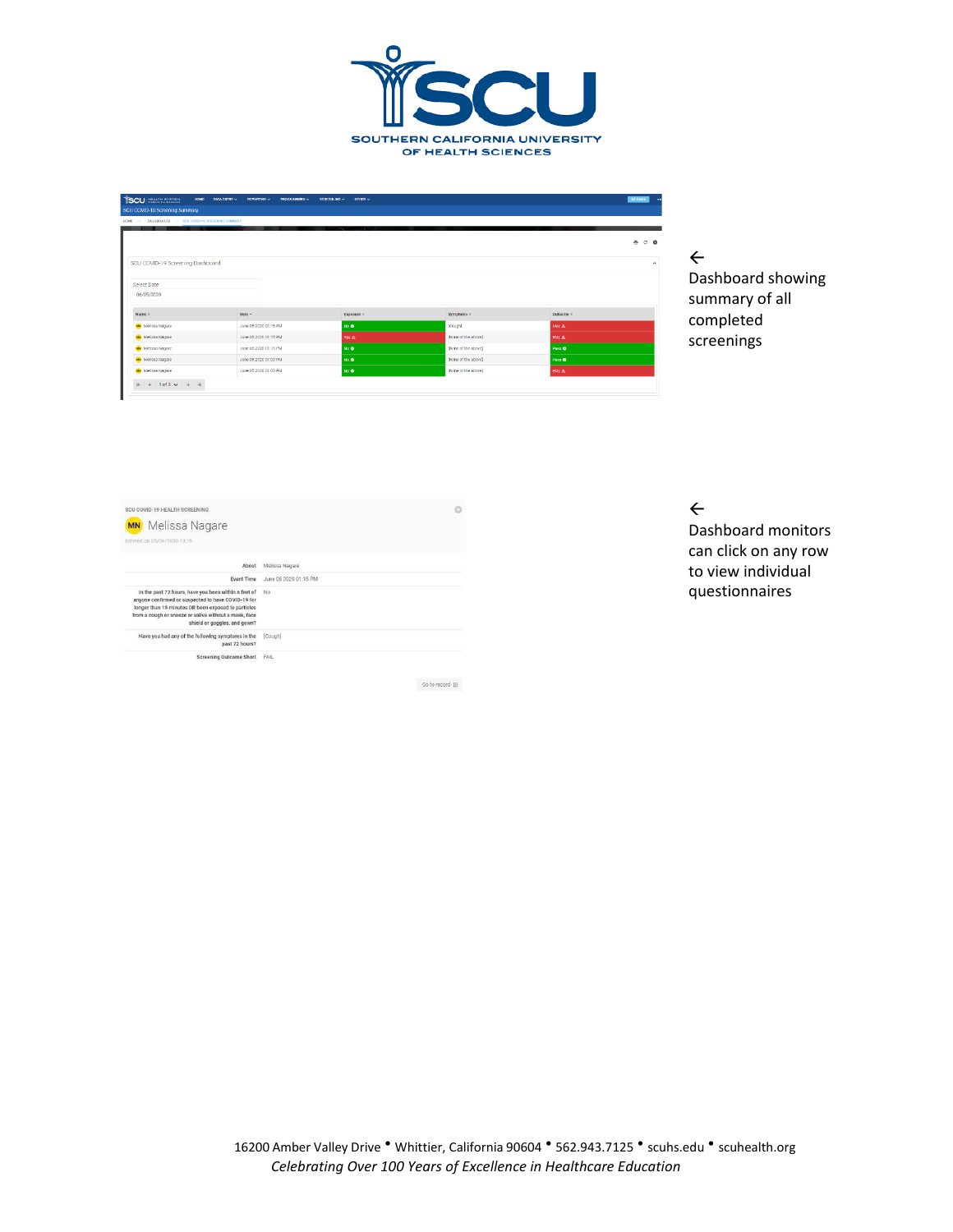SCU COVID-19 Screening Dashboard

Select Date: 06/05/2020

| Name | Date | Exposure | Symptoms | Outcome |
| --- | --- | --- | --- | --- |
| Melissa Nagare | June 05 2020 01:15 PM | No | [Cough] | FAIL |
| Melissa Nagare | June 05 2020 01:15 PM | Yes | [None of the above] | FAIL |
| Melissa Nagare | June 05 2020 01:15 PM | No | [None of the above] | Pass |
| Melissa Nagare | June 05 2020 01:00 PM | No | [None of the above] | Pass |
| Melissa Nagare | June 05 2020 01:00 PM | No | [None of the above] | FAIL |

1 of 3

← Dashboard showing summary of all completed screenings

SCU COVID-19 HEALTH SCREENING

MN Melissa Nagare

Entered on 05/06/2020 13:15

| | |
| --- | --- |
| About | Melissa Nagare |
| Event Time | June 05 2020 01:15 PM |
| In the past 72 hours, have you been within 6 feet of anyone confirmed or suspected to have COVID-19 for longer than 15 minutes OR been exposed to particles from a cough or sneeze or saliva without a mask, face shield or goggles, and gown? | No |
| Have you had any of the following symptoms in the past 72 hours? | [Cough] |
| Screening Outcome Short | FAIL |

Go to record

← Dashboard monitors can click on any row to view individual questionnaires